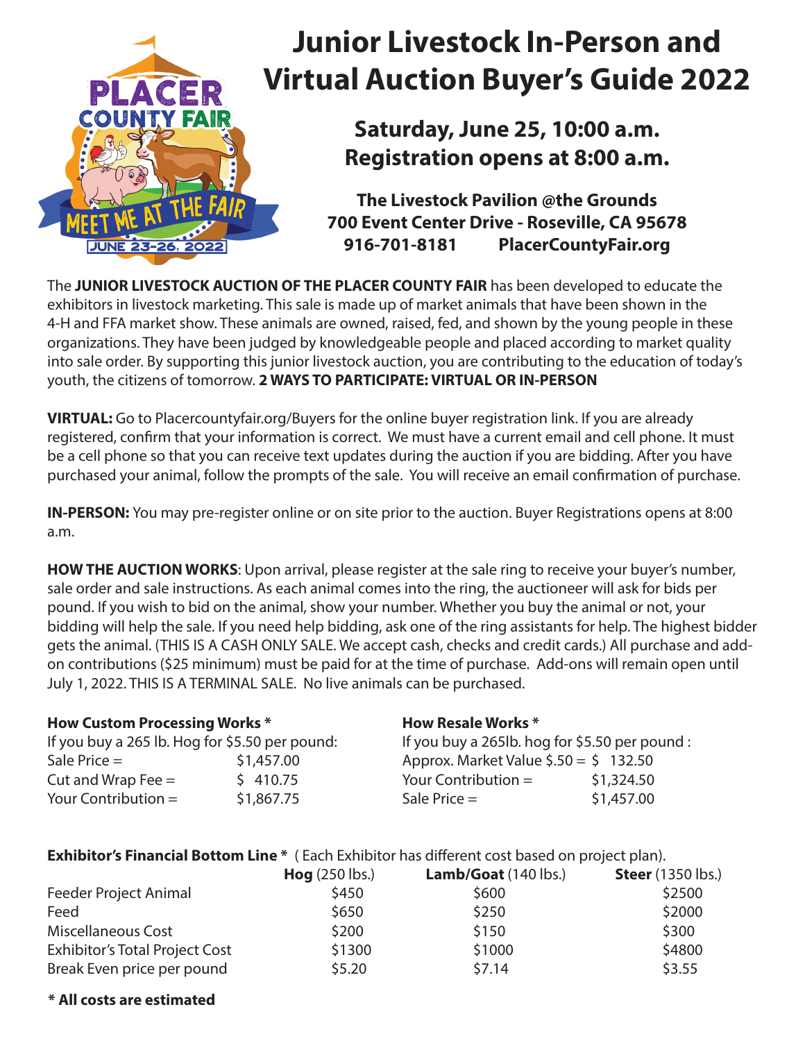# Junior Livestock In-Person and Virtual Auction Buyer's Guide 2022

PLACER COUNTY FAIR
MEET ME AT THE FAIR
JUNE 23-26, 2022

## Saturday, June 25, 10:00 a.m.
## Registration opens at 8:00 a.m.

**The Livestock Pavilion @the Grounds**
**700 Event Center Drive - Roseville, CA 95678**
**916-701-8181 PlacerCountyFair.org**

The **JUNIOR LIVESTOCK AUCTION OF THE PLACER COUNTY FAIR** has been developed to educate the exhibitors in livestock marketing. This sale is made up of market animals that have been shown in the 4-H and FFA market show. These animals are owned, raised, fed, and shown by the young people in these organizations. They have been judged by knowledgeable people and placed according to market quality into sale order. By supporting this junior livestock auction, you are contributing to the education of today's youth, the citizens of tomorrow. **2 WAYS TO PARTICIPATE: VIRTUAL OR IN-PERSON**

**VIRTUAL:** Go to Placercountyfair.org/Buyers for the online buyer registration link. If you are already registered, confirm that your information is correct. We must have a current email and cell phone. It must be a cell phone so that you can receive text updates during the auction if you are bidding. After you have purchased your animal, follow the prompts of the sale. You will receive an email confirmation of purchase.

**IN-PERSON:** You may pre-register online or on site prior to the auction. Buyer Registrations opens at 8:00 a.m.

**HOW THE AUCTION WORKS**: Upon arrival, please register at the sale ring to receive your buyer's number, sale order and sale instructions. As each animal comes into the ring, the auctioneer will ask for bids per pound. If you wish to bid on the animal, show your number. Whether you buy the animal or not, your bidding will help the sale. If you need help bidding, ask one of the ring assistants for help. The highest bidder gets the animal. (THIS IS A CASH ONLY SALE. We accept cash, checks and credit cards.) All purchase and add-on contributions ($25 minimum) must be paid for at the time of purchase. Add-ons will remain open until July 1, 2022. THIS IS A TERMINAL SALE. No live animals can be purchased.

**How Custom Processing Works ***

If you buy a 265 lb. Hog for $5.50 per pound:

| | |
|---|---|
| Sale Price = | $1,457.00 |
| Cut and Wrap Fee = | $ 410.75 |
| Your Contribution = | $1,867.75 |

**How Resale Works ***

If you buy a 265lb. hog for $5.50 per pound :

| | |
|---|---|
| Approx. Market Value $.50 = | $ 132.50 |
| Your Contribution = | $1,324.50 |
| Sale Price = | $1,457.00 |

**Exhibitor's Financial Bottom Line *** ( Each Exhibitor has different cost based on project plan).

| | **Hog** (250 lbs.) | **Lamb/Goat** (140 lbs.) | **Steer** (1350 lbs.) |
|---|---|---|---|
| Feeder Project Animal | $450 | $600 | $2500 |
| Feed | $650 | $250 | $2000 |
| Miscellaneous Cost | $200 | $150 | $300 |
| Exhibitor's Total Project Cost | $1300 | $1000 | $4800 |
| Break Even price per pound | $5.20 | $7.14 | $3.55 |

**\* All costs are estimated**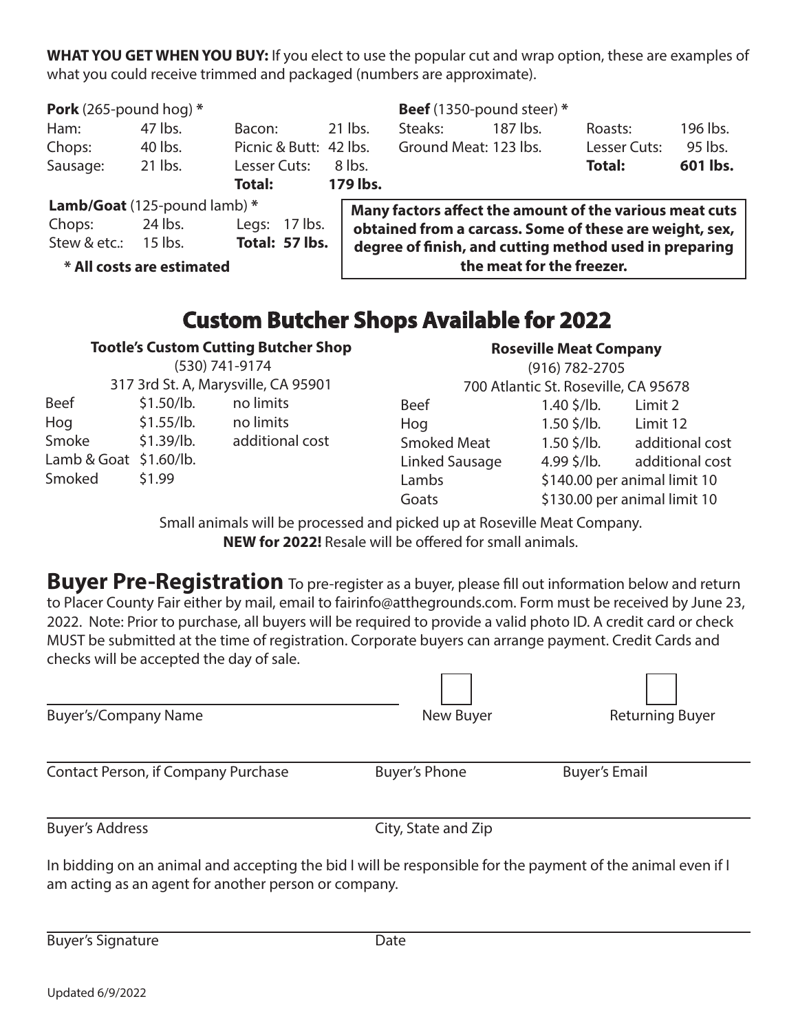**WHAT YOU GET WHEN YOU BUY:** If you elect to use the popular cut and wrap option, these are examples of what you could receive trimmed and packaged (numbers are approximate).

**Pork** (265-pound hog) *

| | | | |
|---|---|---|---|
| Ham: | 47 lbs. | Bacon: | 21 lbs. |
| Chops: | 40 lbs. | Picnic & Butt: | 42 lbs. |
| Sausage: | 21 lbs. | Lesser Cuts: | 8 lbs. |
| | | **Total:** | **179 lbs.** |

**Beef** (1350-pound steer) *

| | | | |
|---|---|---|---|
| Steaks: | 187 lbs. | Roasts: | 196 lbs. |
| Ground Meat: | 123 lbs. | Lesser Cuts: | 95 lbs. |
| | | **Total:** | **601 lbs.** |

**Lamb/Goat** (125-pound lamb) *

| | | | |
|---|---|---|---|
| Chops: | 24 lbs. | Legs: | 17 lbs. |
| Stew & etc.: | 15 lbs. | **Total:** | **57 lbs.** |

**\* All costs are estimated**

**Many factors affect the amount of the various meat cuts obtained from a carcass. Some of these are weight, sex, degree of finish, and cutting method used in preparing the meat for the freezer.**

# Custom Butcher Shops Available for 2022

**Tootle's Custom Cutting Butcher Shop**
(530) 741-9174
317 3rd St. A, Marysville, CA 95901

| | | |
|---|---|---|
| Beef | $1.50/lb. | no limits |
| Hog | $1.55/lb. | no limits |
| Smoke | $1.39/lb. | additional cost |
| Lamb & Goat | $1.60/lb. | |
| Smoked | $1.99 | |

**Roseville Meat Company**
(916) 782-2705
700 Atlantic St. Roseville, CA 95678

| | | |
|---|---|---|
| Beef | 1.40 $/lb. | Limit 2 |
| Hog | 1.50 $/lb. | Limit 12 |
| Smoked Meat | 1.50 $/lb. | additional cost |
| Linked Sausage | 4.99 $/lb. | additional cost |
| Lambs | $140.00 per animal limit 10 | |
| Goats | $130.00 per animal limit 10 | |

Small animals will be processed and picked up at Roseville Meat Company.
**NEW for 2022!** Resale will be offered for small animals.

## Buyer Pre-Registration

To pre-register as a buyer, please fill out information below and return to Placer County Fair either by mail, email to fairinfo@atthegrounds.com. Form must be received by June 23, 2022. Note: Prior to purchase, all buyers will be required to provide a valid photo ID. A credit card or check MUST be submitted at the time of registration. Corporate buyers can arrange payment. Credit Cards and checks will be accepted the day of sale.

Buyer's/Company Name ☐ New Buyer ☐ Returning Buyer

Contact Person, if Company Purchase Buyer's Phone Buyer's Email

Buyer's Address City, State and Zip

In bidding on an animal and accepting the bid I will be responsible for the payment of the animal even if I am acting as an agent for another person or company.

Buyer's Signature Date

Updated 6/9/2022